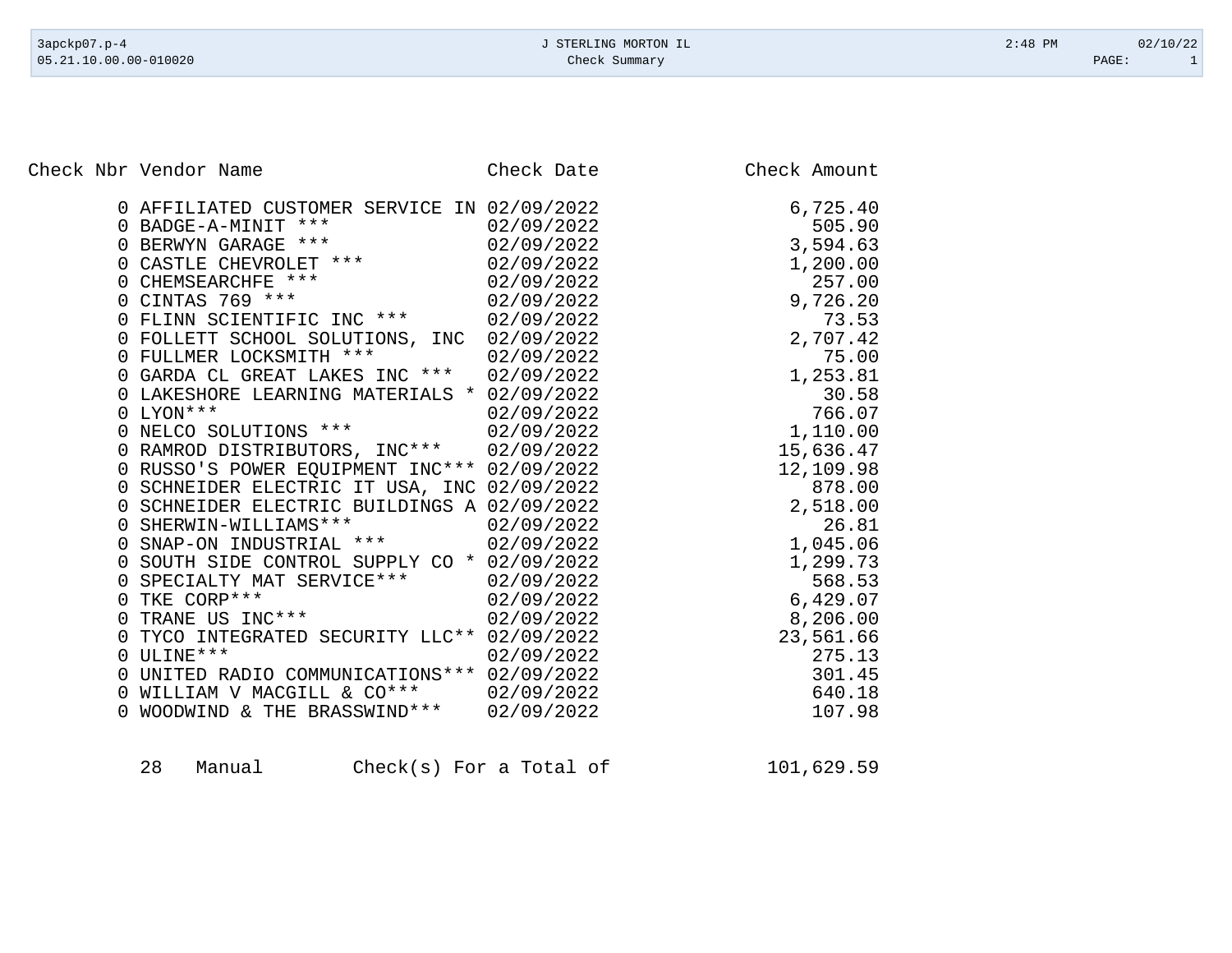| Check Nbr | Vendor Name | Check Date | Check Amount |
|---|---|---|---|
| 0 | AFFILIATED CUSTOMER SERVICE IN | 02/09/2022 | 6,725.40 |
| 0 | BADGE-A-MINIT *** | 02/09/2022 | 505.90 |
| 0 | BERWYN GARAGE *** | 02/09/2022 | 3,594.63 |
| 0 | CASTLE CHEVROLET *** | 02/09/2022 | 1,200.00 |
| 0 | CHEMSEARCHFE *** | 02/09/2022 | 257.00 |
| 0 | CINTAS 769 *** | 02/09/2022 | 9,726.20 |
| 0 | FLINN SCIENTIFIC INC *** | 02/09/2022 | 73.53 |
| 0 | FOLLETT SCHOOL SOLUTIONS, INC | 02/09/2022 | 2,707.42 |
| 0 | FULLMER LOCKSMITH *** | 02/09/2022 | 75.00 |
| 0 | GARDA CL GREAT LAKES INC *** | 02/09/2022 | 1,253.81 |
| 0 | LAKESHORE LEARNING MATERIALS * | 02/09/2022 | 30.58 |
| 0 | LYON*** | 02/09/2022 | 766.07 |
| 0 | NELCO SOLUTIONS *** | 02/09/2022 | 1,110.00 |
| 0 | RAMROD DISTRIBUTORS, INC*** | 02/09/2022 | 15,636.47 |
| 0 | RUSSO'S POWER EQUIPMENT INC*** | 02/09/2022 | 12,109.98 |
| 0 | SCHNEIDER ELECTRIC IT USA, INC | 02/09/2022 | 878.00 |
| 0 | SCHNEIDER ELECTRIC BUILDINGS A | 02/09/2022 | 2,518.00 |
| 0 | SHERWIN-WILLIAMS*** | 02/09/2022 | 26.81 |
| 0 | SNAP-ON INDUSTRIAL *** | 02/09/2022 | 1,045.06 |
| 0 | SOUTH SIDE CONTROL SUPPLY CO * | 02/09/2022 | 1,299.73 |
| 0 | SPECIALTY MAT SERVICE*** | 02/09/2022 | 568.53 |
| 0 | TKE CORP*** | 02/09/2022 | 6,429.07 |
| 0 | TRANE US INC*** | 02/09/2022 | 8,206.00 |
| 0 | TYCO INTEGRATED SECURITY LLC** | 02/09/2022 | 23,561.66 |
| 0 | ULINE*** | 02/09/2022 | 275.13 |
| 0 | UNITED RADIO COMMUNICATIONS*** | 02/09/2022 | 301.45 |
| 0 | WILLIAM V MACGILL & CO*** | 02/09/2022 | 640.18 |
| 0 | WOODWIND & THE BRASSWIND*** | 02/09/2022 | 107.98 |

28 Manual Check(s) For a Total of 101,629.59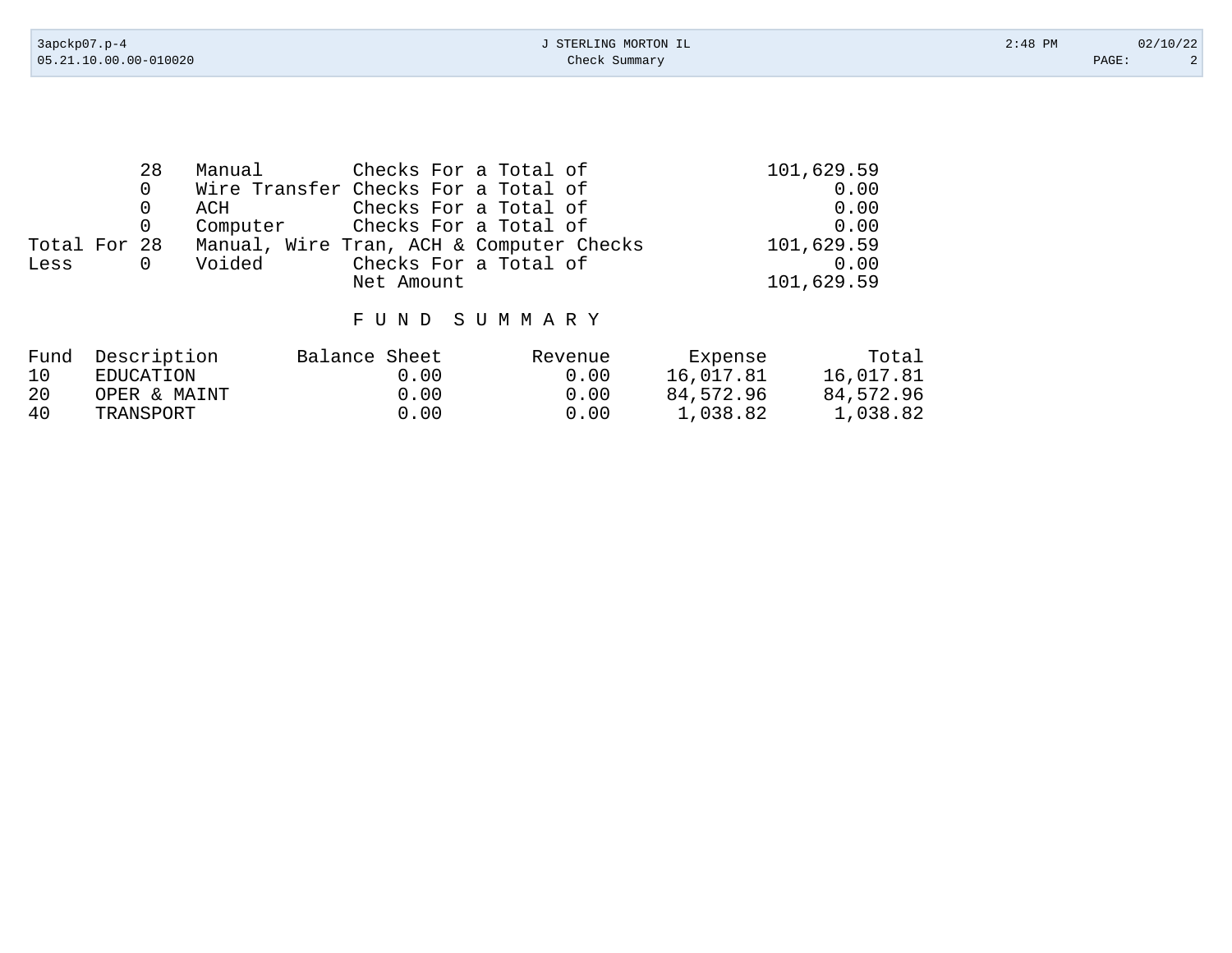| | | | | |
|---|---|---|---|---|
| | 28 | Manual | Checks For a Total of | 101,629.59 |
| | 0 | Wire Transfer | Checks For a Total of | 0.00 |
| | 0 | ACH | Checks For a Total of | 0.00 |
| | 0 | Computer | Checks For a Total of | 0.00 |
| Total For | 28 | Manual, Wire Tran, ACH & Computer Checks | | 101,629.59 |
| Less | 0 | Voided | Checks For a Total of | 0.00 |
| | | | Net Amount | 101,629.59 |

## F U N D  S U M M A R Y

| Fund | Description | Balance Sheet | Revenue | Expense | Total |
|---|---|---|---|---|---|
| 10 | EDUCATION | 0.00 | 0.00 | 16,017.81 | 16,017.81 |
| 20 | OPER & MAINT | 0.00 | 0.00 | 84,572.96 | 84,572.96 |
| 40 | TRANSPORT | 0.00 | 0.00 | 1,038.82 | 1,038.82 |